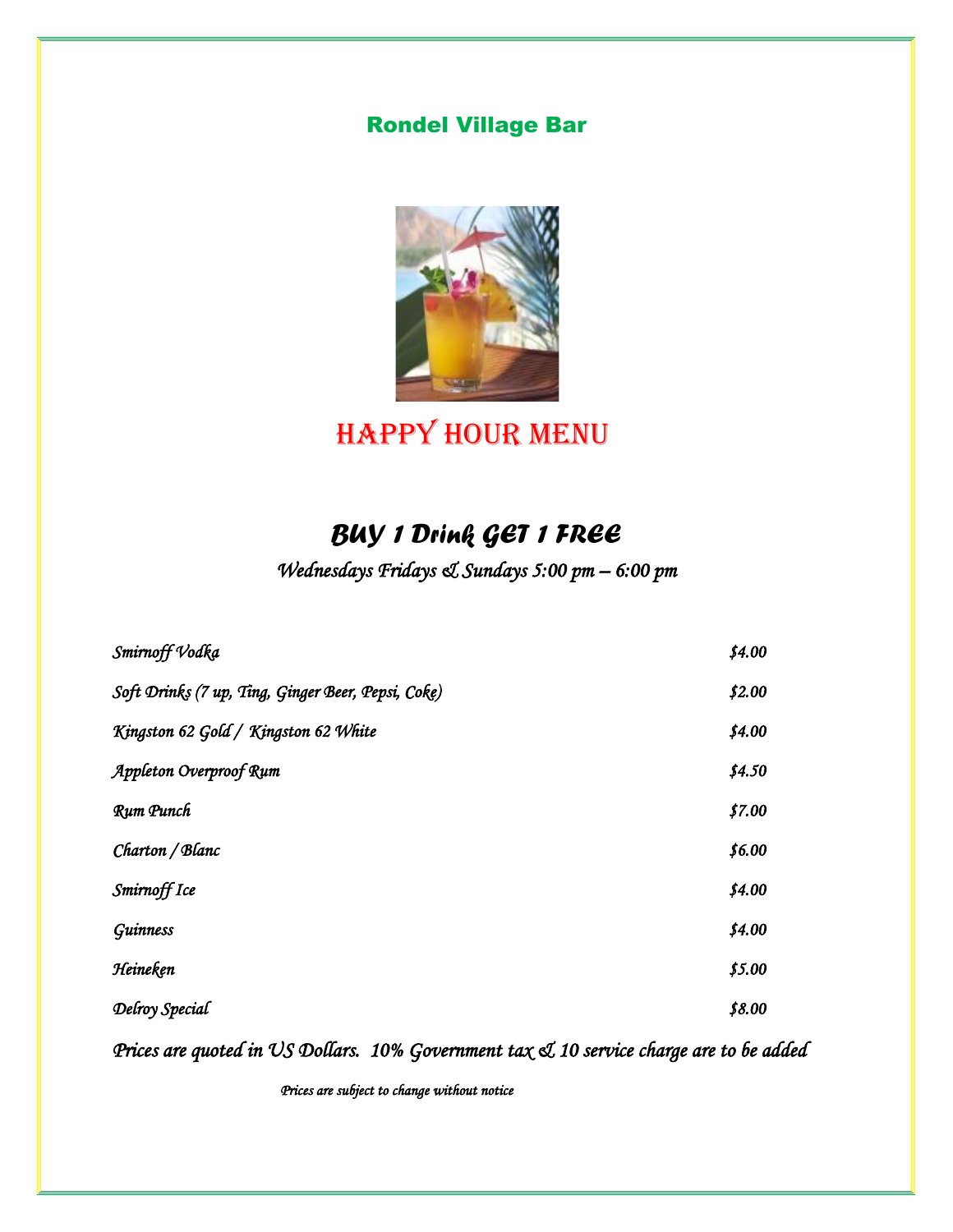# Rondel Village Bar

## HAPPY HOUR MENU

### *BUY 1 Drink GET 1 FREE*

*Wednesdays Fridays & Sundays 5:00 pm – 6:00 pm*

| Item | Price |
|---|---|
| *Smirnoff Vodka* | *$4.00* |
| *Soft Drinks (7 up, Ting, Ginger Beer, Pepsi, Coke)* | *$2.00* |
| *Kingston 62 Gold / Kingston 62 White* | *$4.00* |
| *Appleton Overproof Rum* | *$4.50* |
| *Rum Punch* | *$7.00* |
| *Charton / Blanc* | *$6.00* |
| *Smirnoff Ice* | *$4.00* |
| *Guinness* | *$4.00* |
| *Heineken* | *$5.00* |
| *Delroy Special* | *$8.00* |

*Prices are quoted in US Dollars. 10% Government tax & 10 service charge are to be added*

*Prices are subject to change without notice*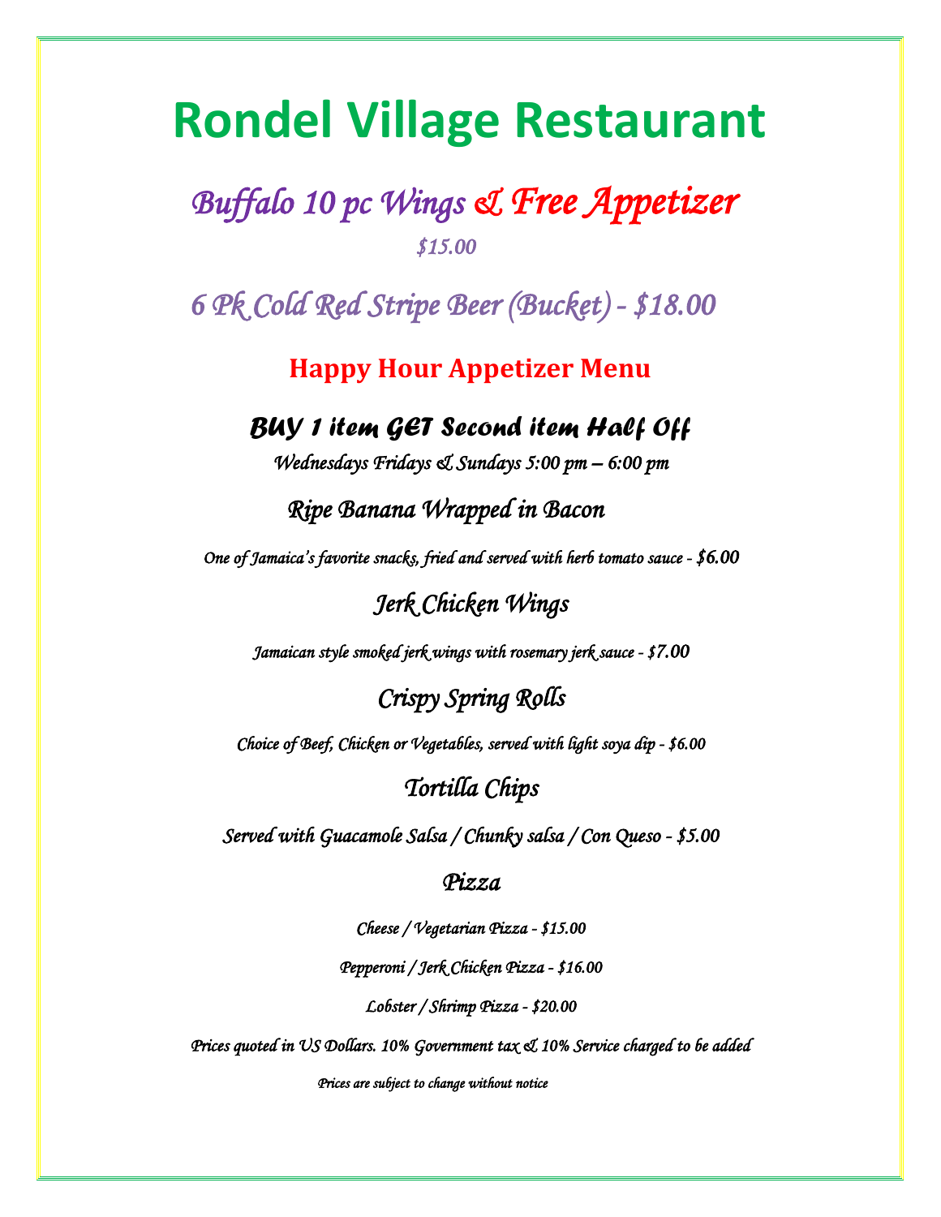# Rondel Village Restaurant

## *Buffalo 10 pc Wings & Free Appetizer*

*$15.00*

## *6 Pk Cold Red Stripe Beer (Bucket) - $18.00*

## Happy Hour Appetizer Menu

### *BUY 1 item GET Second item Half Off*

*Wednesdays Fridays & Sundays 5:00 pm – 6:00 pm*

### *Ripe Banana Wrapped in Bacon*

*One of Jamaica's favorite snacks, fried and served with herb tomato sauce - $6.00*

### *Jerk Chicken Wings*

*Jamaican style smoked jerk wings with rosemary jerk sauce - $7.00*

### *Crispy Spring Rolls*

*Choice of Beef, Chicken or Vegetables, served with light soya dip - $6.00*

### *Tortilla Chips*

*Served with Guacamole Salsa / Chunky salsa / Con Queso - $5.00*

### *Pizza*

*Cheese / Vegetarian Pizza - $15.00*

*Pepperoni / Jerk Chicken Pizza - $16.00*

*Lobster / Shrimp Pizza - $20.00*

*Prices quoted in US Dollars. 10% Government tax & 10% Service charged to be added*

*Prices are subject to change without notice*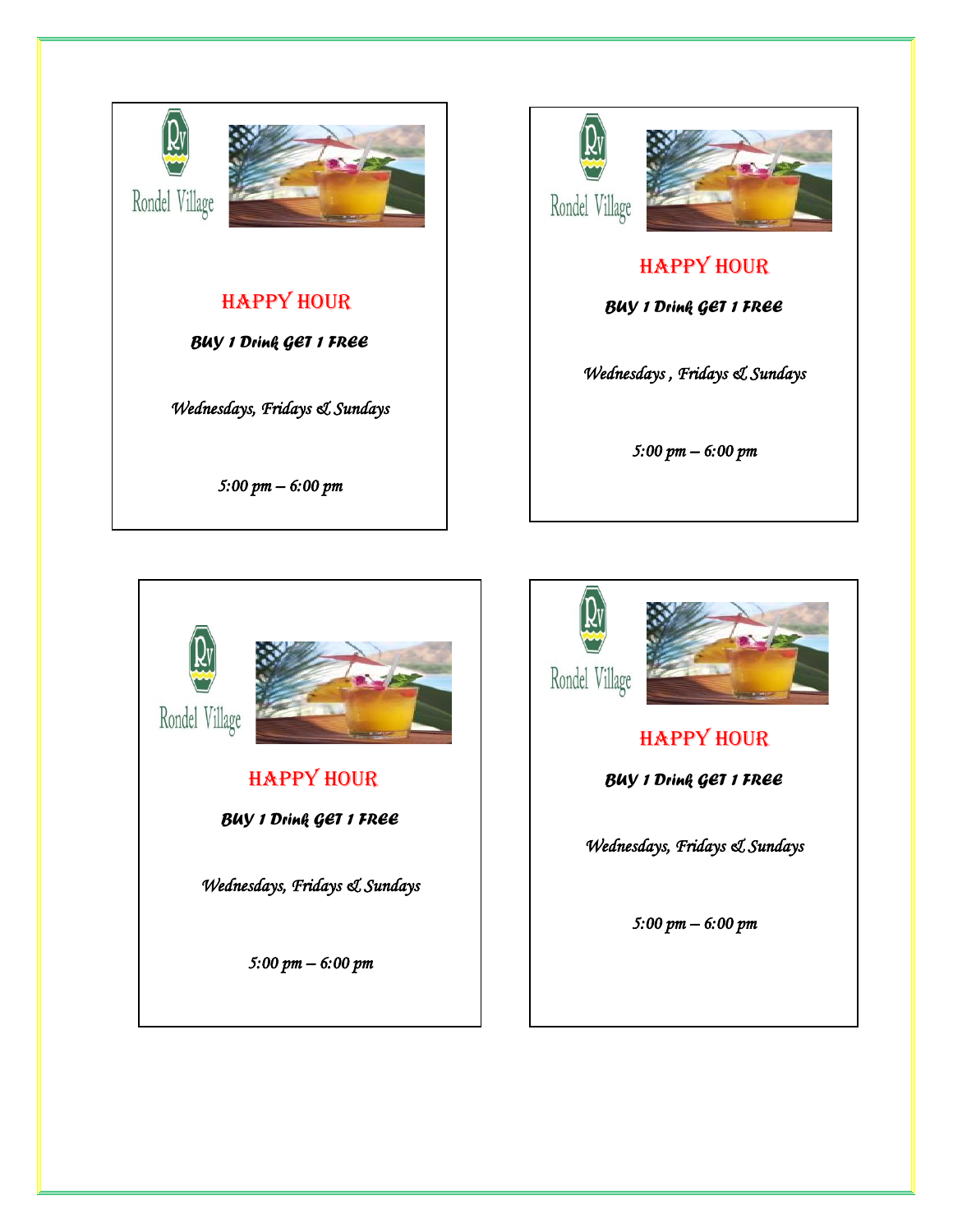Rondel Village

HAPPY HOUR

***BUY 1 Drink GET 1 FREE***

*Wednesdays, Fridays & Sundays*

*5:00 pm – 6:00 pm*

Rondel Village

HAPPY HOUR

***BUY 1 Drink GET 1 FREE***

*Wednesdays , Fridays & Sundays*

*5:00 pm – 6:00 pm*

Rondel Village

HAPPY HOUR

***BUY 1 Drink GET 1 FREE***

*Wednesdays, Fridays & Sundays*

*5:00 pm – 6:00 pm*

Rondel Village

HAPPY HOUR

***BUY 1 Drink GET 1 FREE***

*Wednesdays, Fridays & Sundays*

*5:00 pm – 6:00 pm*